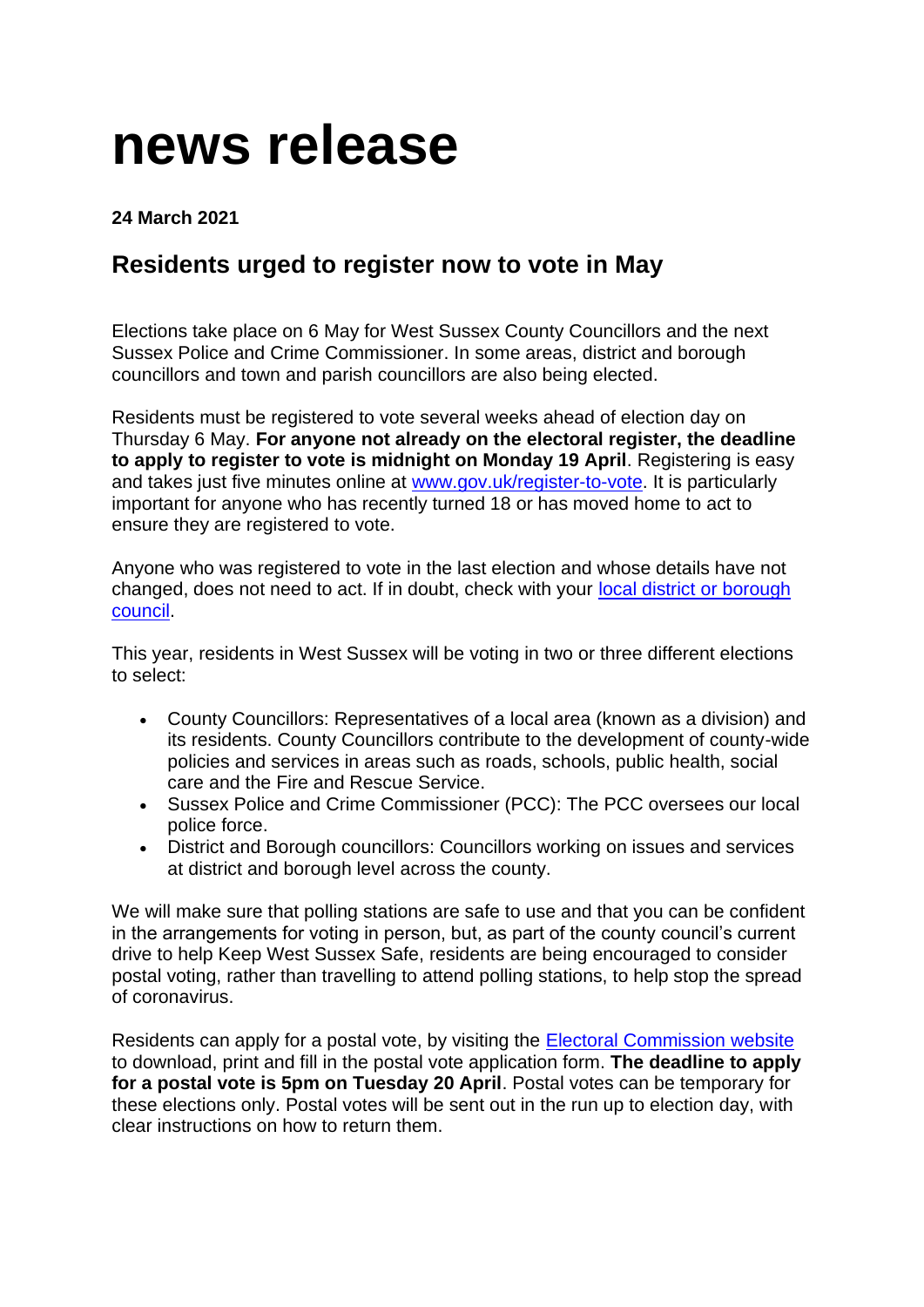# news release

**24 March 2021**

## Residents urged to register now to vote in May

Elections take place on 6 May for West Sussex County Councillors and the next Sussex Police and Crime Commissioner. In some areas, district and borough councillors and town and parish councillors are also being elected.

Residents must be registered to vote several weeks ahead of election day on Thursday 6 May. **For anyone not already on the electoral register, the deadline to apply to register to vote is midnight on Monday 19 April**. Registering is easy and takes just five minutes online at [www.gov.uk/register-to-vote](www.gov.uk/register-to-vote). It is particularly important for anyone who has recently turned 18 or has moved home to act to ensure they are registered to vote.

Anyone who was registered to vote in the last election and whose details have not changed, does not need to act. If in doubt, check with your local district or borough council.

This year, residents in West Sussex will be voting in two or three different elections to select:

- County Councillors: Representatives of a local area (known as a division) and its residents. County Councillors contribute to the development of county-wide policies and services in areas such as roads, schools, public health, social care and the Fire and Rescue Service.
- Sussex Police and Crime Commissioner (PCC): The PCC oversees our local police force.
- District and Borough councillors: Councillors working on issues and services at district and borough level across the county.

We will make sure that polling stations are safe to use and that you can be confident in the arrangements for voting in person, but, as part of the county council's current drive to help Keep West Sussex Safe, residents are being encouraged to consider postal voting, rather than travelling to attend polling stations, to help stop the spread of coronavirus.

Residents can apply for a postal vote, by visiting the Electoral Commission website to download, print and fill in the postal vote application form. **The deadline to apply for a postal vote is 5pm on Tuesday 20 April**. Postal votes can be temporary for these elections only. Postal votes will be sent out in the run up to election day, with clear instructions on how to return them.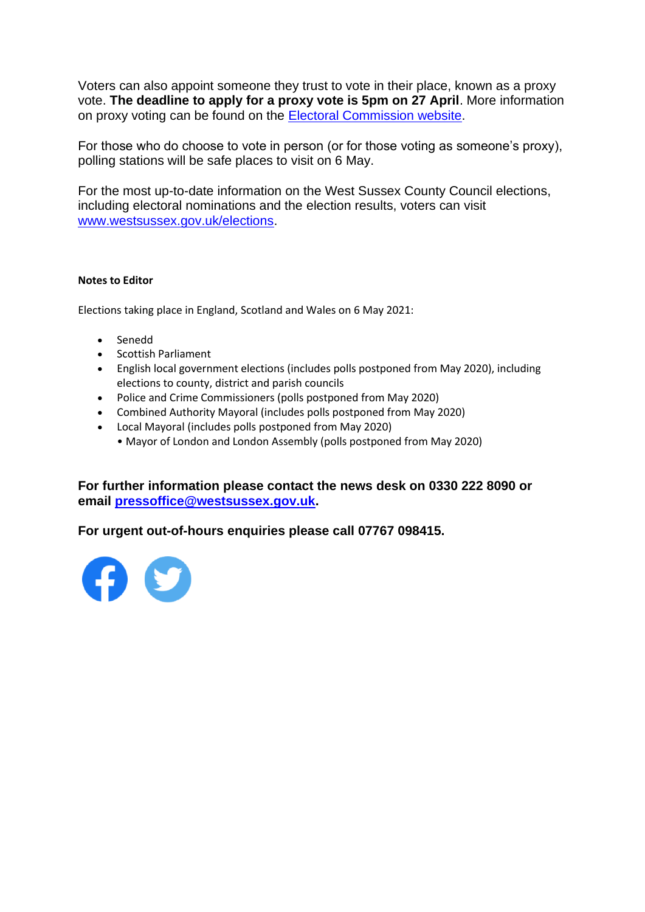Voters can also appoint someone they trust to vote in their place, known as a proxy vote. **The deadline to apply for a proxy vote is 5pm on 27 April**. More information on proxy voting can be found on the Electoral Commission website.

For those who do choose to vote in person (or for those voting as someone's proxy), polling stations will be safe places to visit on 6 May.

For the most up-to-date information on the West Sussex County Council elections, including electoral nominations and the election results, voters can visit www.westsussex.gov.uk/elections.

**Notes to Editor**

Elections taking place in England, Scotland and Wales on 6 May 2021:

- Senedd
- Scottish Parliament
- English local government elections (includes polls postponed from May 2020), including elections to county, district and parish councils
- Police and Crime Commissioners (polls postponed from May 2020)
- Combined Authority Mayoral (includes polls postponed from May 2020)
- Local Mayoral (includes polls postponed from May 2020)
  - Mayor of London and London Assembly (polls postponed from May 2020)

**For further information please contact the news desk on 0330 222 8090 or email pressoffice@westsussex.gov.uk.**

**For urgent out-of-hours enquiries please call 07767 098415.**